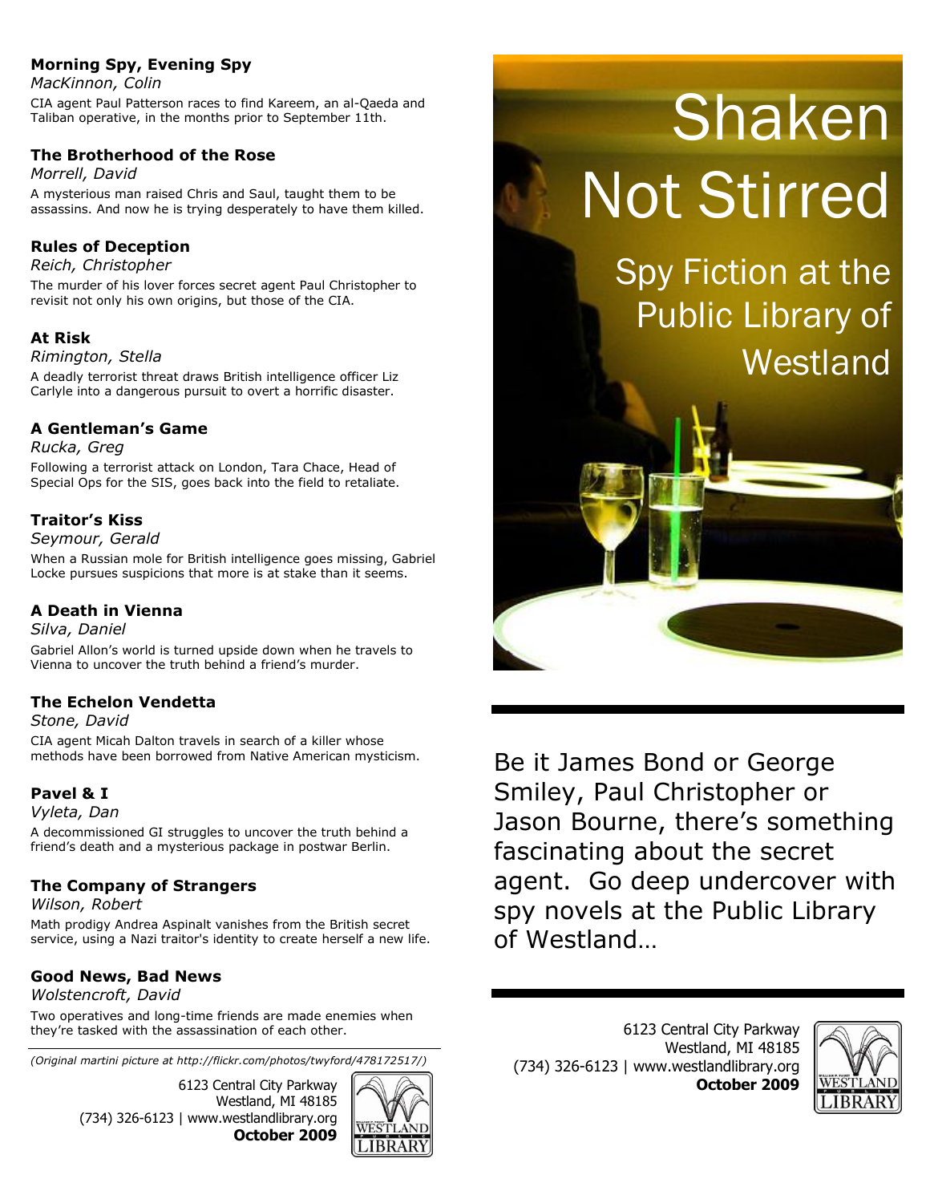**Morning Spy, Evening Spy**
*MacKinnon, Colin*
CIA agent Paul Patterson races to find Kareem, an al-Qaeda and Taliban operative, in the months prior to September 11th.

**The Brotherhood of the Rose**
*Morrell, David*
A mysterious man raised Chris and Saul, taught them to be assassins. And now he is trying desperately to have them killed.

**Rules of Deception**
*Reich, Christopher*
The murder of his lover forces secret agent Paul Christopher to revisit not only his own origins, but those of the CIA.

**At Risk**
*Rimington, Stella*
A deadly terrorist threat draws British intelligence officer Liz Carlyle into a dangerous pursuit to overt a horrific disaster.

**A Gentleman's Game**
*Rucka, Greg*
Following a terrorist attack on London, Tara Chace, Head of Special Ops for the SIS, goes back into the field to retaliate.

**Traitor's Kiss**
*Seymour, Gerald*
When a Russian mole for British intelligence goes missing, Gabriel Locke pursues suspicions that more is at stake than it seems.

**A Death in Vienna**
*Silva, Daniel*
Gabriel Allon's world is turned upside down when he travels to Vienna to uncover the truth behind a friend's murder.

**The Echelon Vendetta**
*Stone, David*
CIA agent Micah Dalton travels in search of a killer whose methods have been borrowed from Native American mysticism.

**Pavel & I**
*Vyleta, Dan*
A decommissioned GI struggles to uncover the truth behind a friend's death and a mysterious package in postwar Berlin.

**The Company of Strangers**
*Wilson, Robert*
Math prodigy Andrea Aspinalt vanishes from the British secret service, using a Nazi traitor's identity to create herself a new life.

**Good News, Bad News**
*Wolstencroft, David*
Two operatives and long-time friends are made enemies when they're tasked with the assassination of each other.

*(Original martini picture at http://flickr.com/photos/twyford/478172517/)*

6123 Central City Parkway
Westland, MI 48185
(734) 326-6123 | www.westlandlibrary.org
**October 2009**

# Shaken Not Stirred

## Spy Fiction at the Public Library of Westland

Be it James Bond or George Smiley, Paul Christopher or Jason Bourne, there's something fascinating about the secret agent. Go deep undercover with spy novels at the Public Library of Westland…

6123 Central City Parkway
Westland, MI 48185
(734) 326-6123 | www.westlandlibrary.org
**October 2009**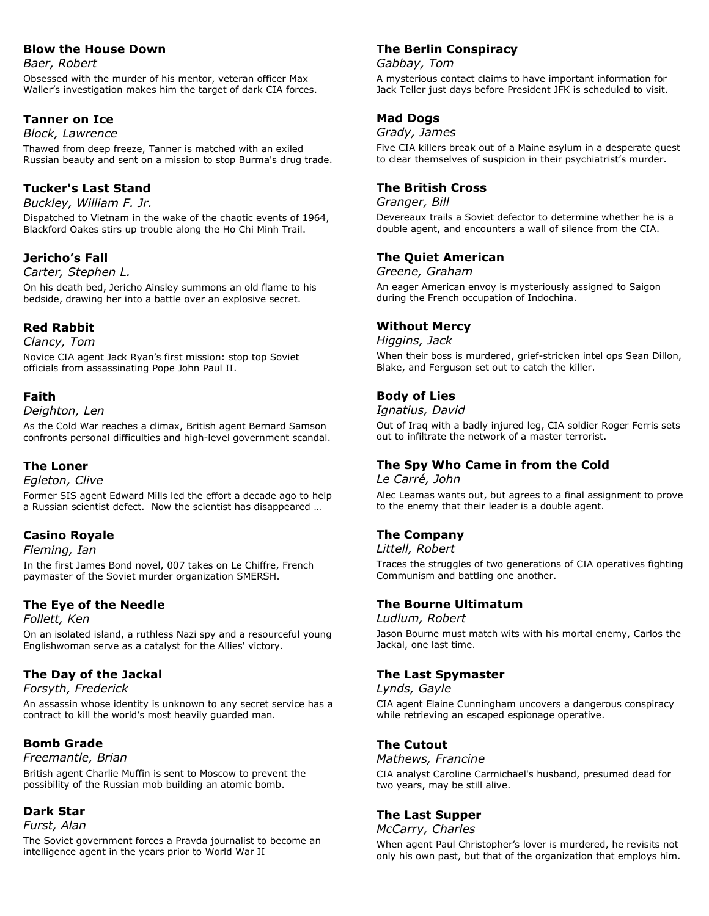**Blow the House Down**

*Baer, Robert*

Obsessed with the murder of his mentor, veteran officer Max Waller's investigation makes him the target of dark CIA forces.

**Tanner on Ice**

*Block, Lawrence*

Thawed from deep freeze, Tanner is matched with an exiled Russian beauty and sent on a mission to stop Burma's drug trade.

**Tucker's Last Stand**

*Buckley, William F. Jr.*

Dispatched to Vietnam in the wake of the chaotic events of 1964, Blackford Oakes stirs up trouble along the Ho Chi Minh Trail.

**Jericho's Fall**

*Carter, Stephen L.*

On his death bed, Jericho Ainsley summons an old flame to his bedside, drawing her into a battle over an explosive secret.

**Red Rabbit**

*Clancy, Tom*

Novice CIA agent Jack Ryan's first mission: stop top Soviet officials from assassinating Pope John Paul II.

**Faith**

*Deighton, Len*

As the Cold War reaches a climax, British agent Bernard Samson confronts personal difficulties and high-level government scandal.

**The Loner**

*Egleton, Clive*

Former SIS agent Edward Mills led the effort a decade ago to help a Russian scientist defect. Now the scientist has disappeared …

**Casino Royale**

*Fleming, Ian*

In the first James Bond novel, 007 takes on Le Chiffre, French paymaster of the Soviet murder organization SMERSH.

**The Eye of the Needle**

*Follett, Ken*

On an isolated island, a ruthless Nazi spy and a resourceful young Englishwoman serve as a catalyst for the Allies' victory.

**The Day of the Jackal**

*Forsyth, Frederick*

An assassin whose identity is unknown to any secret service has a contract to kill the world's most heavily guarded man.

**Bomb Grade**

*Freemantle, Brian*

British agent Charlie Muffin is sent to Moscow to prevent the possibility of the Russian mob building an atomic bomb.

**Dark Star**

*Furst, Alan*

The Soviet government forces a Pravda journalist to become an intelligence agent in the years prior to World War II

**The Berlin Conspiracy**

*Gabbay, Tom*

A mysterious contact claims to have important information for Jack Teller just days before President JFK is scheduled to visit.

**Mad Dogs**

*Grady, James*

Five CIA killers break out of a Maine asylum in a desperate quest to clear themselves of suspicion in their psychiatrist's murder.

**The British Cross**

*Granger, Bill*

Devereaux trails a Soviet defector to determine whether he is a double agent, and encounters a wall of silence from the CIA.

**The Quiet American**

*Greene, Graham*

An eager American envoy is mysteriously assigned to Saigon during the French occupation of Indochina.

**Without Mercy**

*Higgins, Jack*

When their boss is murdered, grief-stricken intel ops Sean Dillon, Blake, and Ferguson set out to catch the killer.

**Body of Lies**

*Ignatius, David*

Out of Iraq with a badly injured leg, CIA soldier Roger Ferris sets out to infiltrate the network of a master terrorist.

**The Spy Who Came in from the Cold**

*Le Carré, John*

Alec Leamas wants out, but agrees to a final assignment to prove to the enemy that their leader is a double agent.

**The Company**

*Littell, Robert*

Traces the struggles of two generations of CIA operatives fighting Communism and battling one another.

**The Bourne Ultimatum**

*Ludlum, Robert*

Jason Bourne must match wits with his mortal enemy, Carlos the Jackal, one last time.

**The Last Spymaster**

*Lynds, Gayle*

CIA agent Elaine Cunningham uncovers a dangerous conspiracy while retrieving an escaped espionage operative.

**The Cutout**

*Mathews, Francine*

CIA analyst Caroline Carmichael's husband, presumed dead for two years, may be still alive.

**The Last Supper**

*McCarry, Charles*

When agent Paul Christopher's lover is murdered, he revisits not only his own past, but that of the organization that employs him.